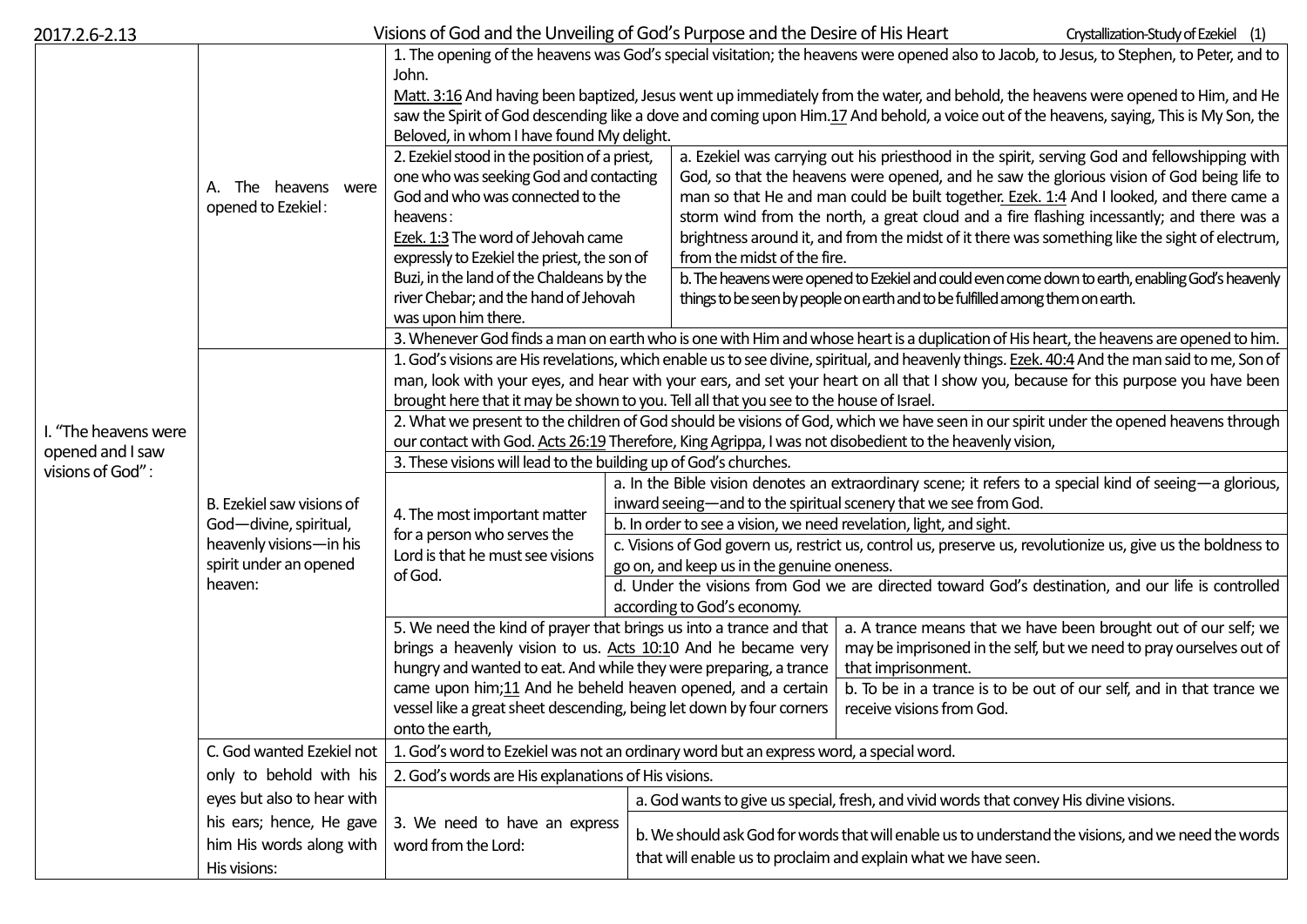2017.2.6-2.13

# Visions of God and the Unveiling of God's Purpose and the Desire of His Heart

Crystallization-Study of Ezekiel (1)

| | | | | |
|---|---|---|---|---|
| I. "The heavens were opened and I saw visions of God": | A. The heavens were opened to Ezekiel: | 1. The opening of the heavens was God's special visitation; the heavens were opened also to Jacob, to Jesus, to Stephen, to Peter, and to John. Matt. 3:16 And having been baptized, Jesus went up immediately from the water, and behold, the heavens were opened to Him, and He saw the Spirit of God descending like a dove and coming upon Him. 17 And behold, a voice out of the heavens, saying, This is My Son, the Beloved, in whom I have found My delight. | | |
| | | 2. Ezekiel stood in the position of a priest, one who was seeking God and contacting God and who was connected to the heavens: Ezek. 1:3 The word of Jehovah came expressly to Ezekiel the priest, the son of Buzi, in the land of the Chaldeans by the river Chebar; and the hand of Jehovah was upon him there. | a. Ezekiel was carrying out his priesthood in the spirit, serving God and fellowshipping with God, so that the heavens were opened, and he saw the glorious vision of God being life to man so that He and man could be built together. Ezek. 1:4 And I looked, and there came a storm wind from the north, a great cloud and a fire flashing incessantly; and there was a brightness around it, and from the midst of it there was something like the sight of electrum, from the midst of the fire. | |
| | | | b. The heavens were opened to Ezekiel and could even come down to earth, enabling God's heavenly things to be seen by people on earth and to be fulfilled among them on earth. | |
| | | 3. Whenever God finds a man on earth who is one with Him and whose heart is a duplication of His heart, the heavens are opened to him. | | |
| | B. Ezekiel saw visions of God—divine, spiritual, heavenly visions—in his spirit under an opened heaven: | 1. God's visions are His revelations, which enable us to see divine, spiritual, and heavenly things. Ezek. 40:4 And the man said to me, Son of man, look with your eyes, and hear with your ears, and set your heart on all that I show you, because for this purpose you have been brought here that it may be shown to you. Tell all that you see to the house of Israel. | | |
| | | 2. What we present to the children of God should be visions of God, which we have seen in our spirit under the opened heavens through our contact with God. Acts 26:19 Therefore, King Agrippa, I was not disobedient to the heavenly vision, | | |
| | | 3. These visions will lead to the building up of God's churches. | | |
| | | 4. The most important matter for a person who serves the Lord is that he must see visions of God. | a. In the Bible vision denotes an extraordinary scene; it refers to a special kind of seeing—a glorious, inward seeing—and to the spiritual scenery that we see from God. | |
| | | | b. In order to see a vision, we need revelation, light, and sight. | |
| | | | c. Visions of God govern us, restrict us, control us, preserve us, revolutionize us, give us the boldness to go on, and keep us in the genuine oneness. | |
| | | | d. Under the visions from God we are directed toward God's destination, and our life is controlled according to God's economy. | |
| | | 5. We need the kind of prayer that brings us into a trance and that brings a heavenly vision to us. Acts 10:10 And he became very hungry and wanted to eat. And while they were preparing, a trance came upon him; 11 And he beheld heaven opened, and a certain vessel like a great sheet descending, being let down by four corners onto the earth, | a. A trance means that we have been brought out of our self; we may be imprisoned in the self, but we need to pray ourselves out of that imprisonment. | |
| | | | b. To be in a trance is to be out of our self, and in that trance we receive visions from God. | |
| | C. God wanted Ezekiel not only to behold with his eyes but also to hear with his ears; hence, He gave him His words along with His visions: | 1. God's word to Ezekiel was not an ordinary word but an express word, a special word. | | |
| | | 2. God's words are His explanations of His visions. | | |
| | | 3. We need to have an express word from the Lord: | a. God wants to give us special, fresh, and vivid words that convey His divine visions. | |
| | | | b. We should ask God for words that will enable us to understand the visions, and we need the words that will enable us to proclaim and explain what we have seen. | |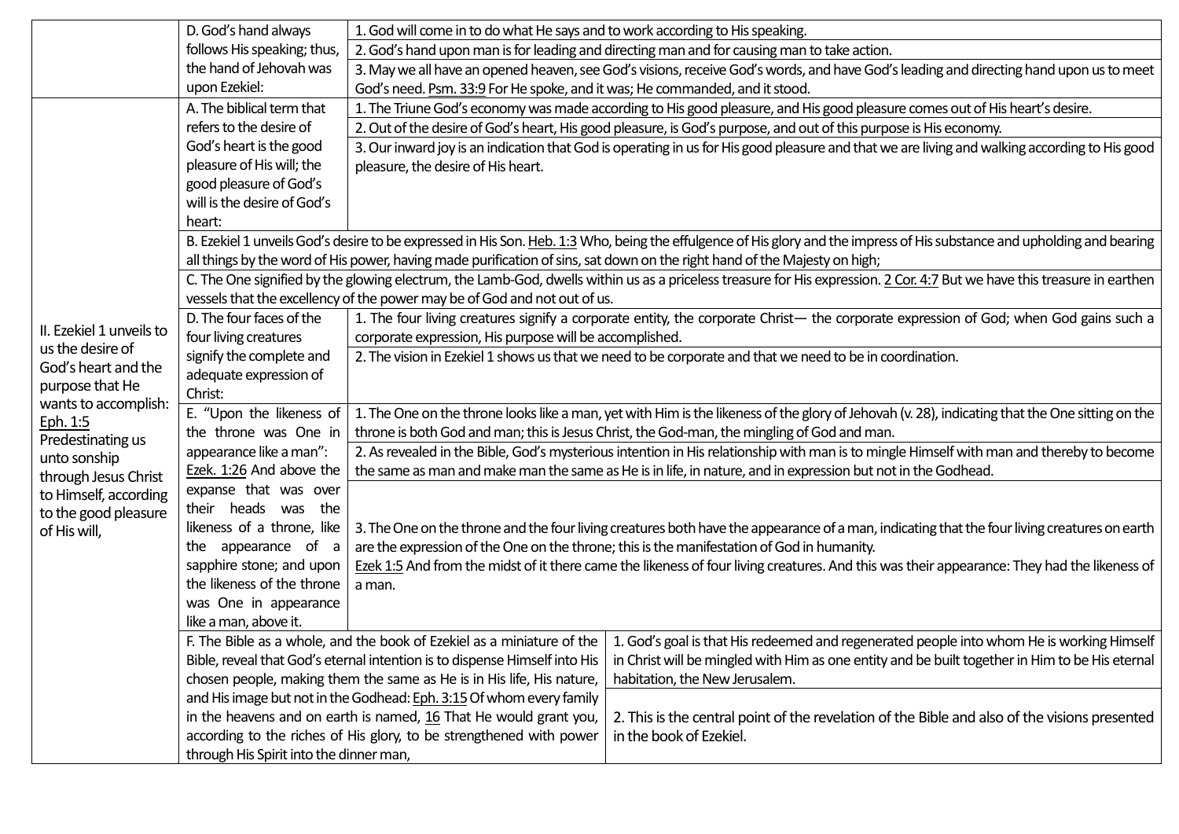| | | |
|---|---|---|
| | D. God's hand always follows His speaking; thus, the hand of Jehovah was upon Ezekiel: | 1. God will come in to do what He says and to work according to His speaking. |
| | | 2. God's hand upon man is for leading and directing man and for causing man to take action. |
| | | 3. May we all have an opened heaven, see God's visions, receive God's words, and have God's leading and directing hand upon us to meet God's need. Psm. 33:9 For He spoke, and it was; He commanded, and it stood. |
| II. Ezekiel 1 unveils to us the desire of God's heart and the purpose that He wants to accomplish: Eph. 1:5 Predestinating us unto sonship through Jesus Christ to Himself, according to the good pleasure of His will, | A. The biblical term that refers to the desire of God's heart is the good pleasure of His will; the good pleasure of God's will is the desire of God's heart: | 1. The Triune God's economy was made according to His good pleasure, and His good pleasure comes out of His heart's desire. |
| | | 2. Out of the desire of God's heart, His good pleasure, is God's purpose, and out of this purpose is His economy. |
| | | 3. Our inward joy is an indication that God is operating in us for His good pleasure and that we are living and walking according to His good pleasure, the desire of His heart. |
| | B. Ezekiel 1 unveils God's desire to be expressed in His Son. Heb. 1:3 Who, being the effulgence of His glory and the impress of His substance and upholding and bearing all things by the word of His power, having made purification of sins, sat down on the right hand of the Majesty on high; | |
| | C. The One signified by the glowing electrum, the Lamb-God, dwells within us as a priceless treasure for His expression. 2 Cor. 4:7 But we have this treasure in earthen vessels that the excellency of the power may be of God and not out of us. | |
| | D. The four faces of the four living creatures signify the complete and adequate expression of Christ: | 1. The four living creatures signify a corporate entity, the corporate Christ— the corporate expression of God; when God gains such a corporate expression, His purpose will be accomplished. |
| | | 2. The vision in Ezekiel 1 shows us that we need to be corporate and that we need to be in coordination. |
| | E. "Upon the likeness of the throne was One in appearance like a man": Ezek. 1:26 And above the expanse that was over their heads was the likeness of a throne, like the appearance of a sapphire stone; and upon the likeness of the throne was One in appearance like a man, above it. | 1. The One on the throne looks like a man, yet with Him is the likeness of the glory of Jehovah (v. 28), indicating that the One sitting on the throne is both God and man; this is Jesus Christ, the God-man, the mingling of God and man. |
| | | 2. As revealed in the Bible, God's mysterious intention in His relationship with man is to mingle Himself with man and thereby to become the same as man and make man the same as He is in life, in nature, and in expression but not in the Godhead. |
| | | 3. The One on the throne and the four living creatures both have the appearance of a man, indicating that the four living creatures on earth are the expression of the One on the throne; this is the manifestation of God in humanity. Ezek 1:5 And from the midst of it there came the likeness of four living creatures. And this was their appearance: They had the likeness of a man. |
| | F. The Bible as a whole, and the book of Ezekiel as a miniature of the Bible, reveal that God's eternal intention is to dispense Himself into His chosen people, making them the same as He is in His life, His nature, and His image but not in the Godhead: Eph. 3:15 Of whom every family in the heavens and on earth is named, 16 That He would grant you, according to the riches of His glory, to be strengthened with power through His Spirit into the dinner man, | 1. God's goal is that His redeemed and regenerated people into whom He is working Himself in Christ will be mingled with Him as one entity and be built together in Him to be His eternal habitation, the New Jerusalem. |
| | | 2. This is the central point of the revelation of the Bible and also of the visions presented in the book of Ezekiel. |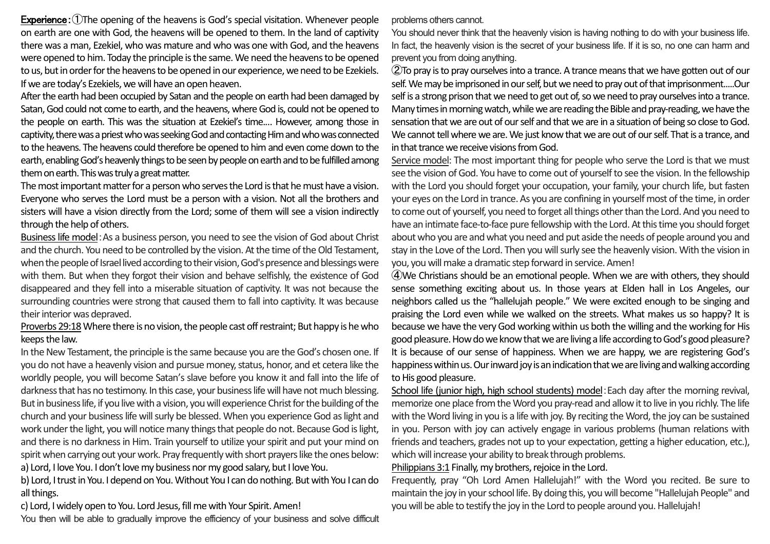**Experience**: ①The opening of the heavens is God's special visitation. Whenever people on earth are one with God, the heavens will be opened to them. In the land of captivity there was a man, Ezekiel, who was mature and who was one with God, and the heavens were opened to him. Today the principle is the same. We need the heavens to be opened to us, but in order for the heavens to be opened in our experience, we need to be Ezekiels. If we are today's Ezekiels, we will have an open heaven.

After the earth had been occupied by Satan and the people on earth had been damaged by Satan, God could not come to earth, and the heavens, where God is, could not be opened to the people on earth. This was the situation at Ezekiel's time.... However, among those in captivity, there was a priest who was seeking God and contacting Him and who was connected to the heavens. The heavens could therefore be opened to him and even come down to the earth, enabling God's heavenly things to be seen by people on earth and to be fulfilled among them on earth. This was truly a great matter.

The most important matter for a person who serves the Lord is that he must have a vision. Everyone who serves the Lord must be a person with a vision. Not all the brothers and sisters will have a vision directly from the Lord; some of them will see a vision indirectly through the help of others.

Business life model: As a business person, you need to see the vision of God about Christ and the church. You need to be controlled by the vision. At the time of the Old Testament, when the people of Israel lived according to their vision, God's presence and blessings were with them. But when they forgot their vision and behave selfishly, the existence of God disappeared and they fell into a miserable situation of captivity. It was not because the surrounding countries were strong that caused them to fall into captivity. It was because their interior was depraved.

Proverbs 29:18 Where there is no vision, the people cast off restraint; But happy is he who keeps the law.

In the New Testament, the principle is the same because you are the God's chosen one. If you do not have a heavenly vision and pursue money, status, honor, and et cetera like the worldly people, you will become Satan's slave before you know it and fall into the life of darkness that has no testimony. In this case, your business life will have not much blessing. But in business life, if you live with a vision, you will experience Christ for the building of the church and your business life will surly be blessed. When you experience God as light and work under the light, you will notice many things that people do not. Because God is light, and there is no darkness in Him. Train yourself to utilize your spirit and put your mind on spirit when carrying out your work. Pray frequently with short prayers like the ones below:

a) Lord, I love You. I don't love my business nor my good salary, but I love You.

b) Lord, I trust in You. I depend on You. Without You I can do nothing. But with You I can do all things.

c) Lord, I widely open to You. Lord Jesus, fill me with Your Spirit. Amen!

You then will be able to gradually improve the efficiency of your business and solve difficult problems others cannot.

You should never think that the heavenly vision is having nothing to do with your business life. In fact, the heavenly vision is the secret of your business life. If it is so, no one can harm and prevent you from doing anything.

②To pray is to pray ourselves into a trance. A trance means that we have gotten out of our self. We may be imprisoned in our self, but we need to pray out of that imprisonment.....Our self is a strong prison that we need to get out of, so we need to pray ourselves into a trance. Many times in morning watch, while we are reading the Bible and pray-reading, we have the sensation that we are out of our self and that we are in a situation of being so close to God. We cannot tell where we are. We just know that we are out of our self. That is a trance, and in that trance we receive visions from God.

Service model: The most important thing for people who serve the Lord is that we must see the vision of God. You have to come out of yourself to see the vision. In the fellowship with the Lord you should forget your occupation, your family, your church life, but fasten your eyes on the Lord in trance. As you are confining in yourself most of the time, in order to come out of yourself, you need to forget all things other than the Lord. And you need to have an intimate face-to-face pure fellowship with the Lord. At this time you should forget about who you are and what you need and put aside the needs of people around you and stay in the Love of the Lord. Then you will surly see the heavenly vision. With the vision in you, you will make a dramatic step forward in service. Amen!

④We Christians should be an emotional people. When we are with others, they should sense something exciting about us. In those years at Elden hall in Los Angeles, our neighbors called us the "hallelujah people." We were excited enough to be singing and praising the Lord even while we walked on the streets. What makes us so happy? It is because we have the very God working within us both the willing and the working for His good pleasure. How do we know that we are living a life according to God's good pleasure? It is because of our sense of happiness. When we are happy, we are registering God's happiness within us. Our inward joy is an indication that we are living and walking according to His good pleasure.

School life (junior high, high school students) model: Each day after the morning revival, memorize one place from the Word you pray-read and allow it to live in you richly. The life with the Word living in you is a life with joy. By reciting the Word, the joy can be sustained in you. Person with joy can actively engage in various problems (human relations with friends and teachers, grades not up to your expectation, getting a higher education, etc.), which will increase your ability to break through problems.

Philippians 3:1 Finally, my brothers, rejoice in the Lord.

Frequently, pray "Oh Lord Amen Hallelujah!" with the Word you recited. Be sure to maintain the joy in your school life. By doing this, you will become "Hallelujah People" and you will be able to testify the joy in the Lord to people around you. Hallelujah!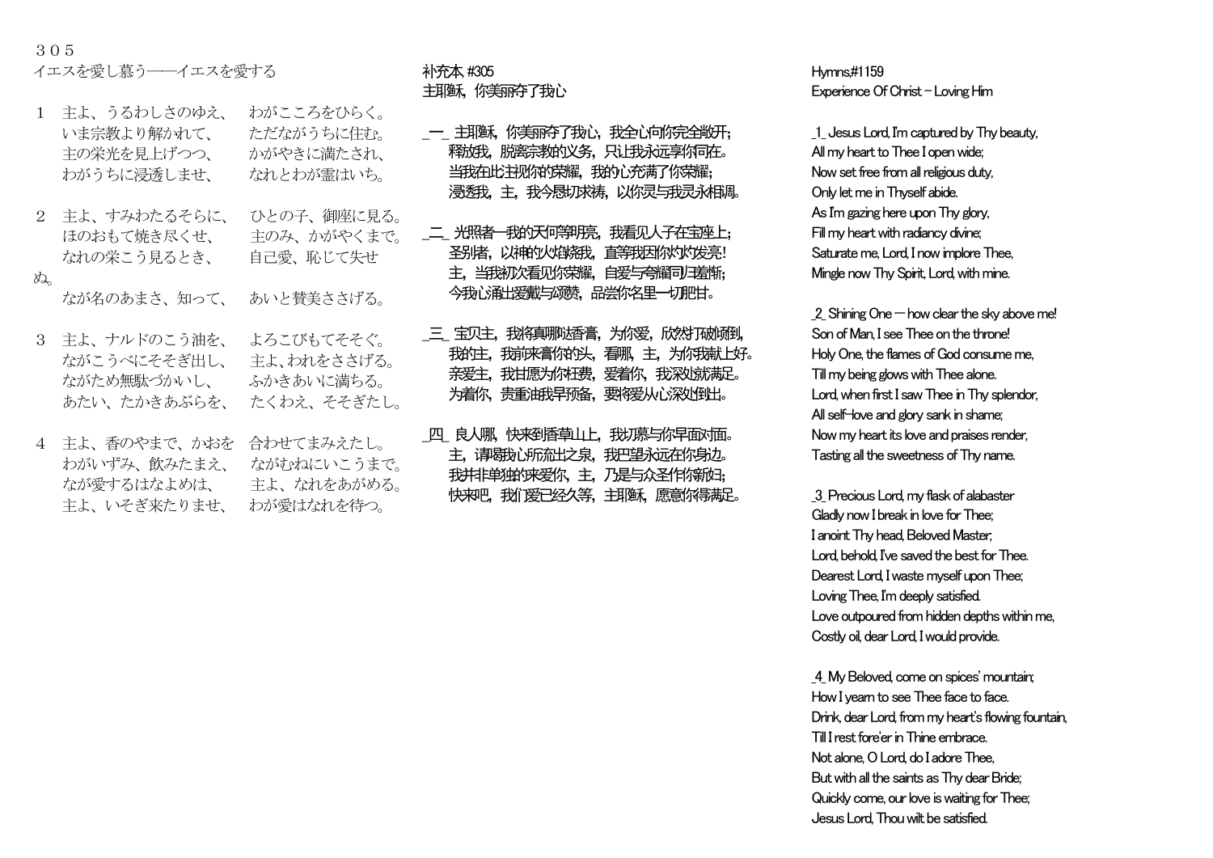３０５

イエスを愛し慕う――イエスを愛する

1　主よ、うるわしさのゆえ、　わがこころをひらく。
いま宗教より解かれて、　ただながうちに住む。
主の栄光を見上げつつ、　かがやきに満たされ、
わがうちに浸透しませ、　なれとわが霊はいち。

2　主よ、すみわたるそらに、　ひとの子、御座に見る。
ほのおもて焼き尽くせ、　主のみ、かがやくまで。
なれの栄こう見るとき、　自己愛、恥じて失せぬ。
なが名のあまさ、知って、　あいと賛美ささげる。

3　主よ、ナルドのこう油を、　よろこびもてそそぐ。
ながこうべにそそぎ出し、　主よ、われをささげる。
ながため無駄づかいし、　ふかきあいに満ちる。
あたい、たかきあぶらを、　たくわえ、そそぎたし。

4　主よ、香のやまで、かおを　合わせてまみえたし。
わがいずみ、飲みたまえ、　ながむねにいこうまで。
なが愛するはなよめは、　主よ、なれをあがめる。
主よ、いそぎ来たりませ、　わが愛はなれを待つ。

补充本 #305

主耶稣，你美丽夺了我心

_一_ 主耶稣，你美丽夺了我心，我全心向你完全敞开；
释放我，脱离宗教的义务，只让我永远享你同在。
当我在此注视你的荣耀，我的心充满了你荣耀；
浸透我，主，我今恳切求祷，以你灵与我灵永相调。

_二_ 光照者—我的天何等明亮，我看见人子在宝座上；
圣别者，以神的火焰烧我，直等我因你灼灼发亮！
主，当我初次看见你荣耀，自爱与夸耀同归羞惭；
今我心涌出爱戴与颂赞，品尝你名里一切肥甘。

_三_ 宝贝主，我将真哪哒香膏，为你爱，欣然打破倾到，
我的主，我前来膏你的头，看哪，主，为你我献上好。
亲爱主，我甘愿为你枉费，爱着你，我深处就满足。
为着你，贵重油我早预备，要将爱从心深处倒出。

_四_ 良人哪，快来到香草山上，我切慕与你早面对面。
主，请喝我心所流出之泉，我巴望永远在你身边。
我并非单独的来爱你，主，乃是与众圣作你新妇；
快来吧，我们爱已经久等，主耶稣，愿意你得满足。

Hymns#1159

Experience Of Christ – Loving Him

_1_ Jesus Lord, I'm captured by Thy beauty,
All my heart to Thee I open wide;
Now set free from all religious duty,
Only let me in Thyself abide.
As I'm gazing here upon Thy glory,
Fill my heart with radiancy divine;
Saturate me, Lord, I now implore Thee,
Mingle now Thy Spirit, Lord, with mine.

_2_ Shining One – how clear the sky above me!
Son of Man, I see Thee on the throne!
Holy One, the flames of God consume me,
Till my being glows with Thee alone.
Lord, when first I saw Thee in Thy splendor,
All self-love and glory sank in shame;
Now my heart its love and praises render,
Tasting all the sweetness of Thy name.

_3_ Precious Lord, my flask of alabaster
Gladly now I break in love for Thee;
I anoint Thy head, Beloved Master,
Lord, behold, I've saved the best for Thee.
Dearest Lord, I waste myself upon Thee;
Loving Thee, I'm deeply satisfied.
Love outpoured from hidden depths within me,
Costly oil, dear Lord, I would provide.

_4_ My Beloved, come on spices' mountain;
How I yearn to see Thee face to face.
Drink, dear Lord, from my heart's flowing fountain,
Till I rest fore'er in Thine embrace.
Not alone, O Lord, do I adore Thee,
But with all the saints as Thy dear Bride;
Quickly come, our love is waiting for Thee;
Jesus Lord, Thou wilt be satisfied.